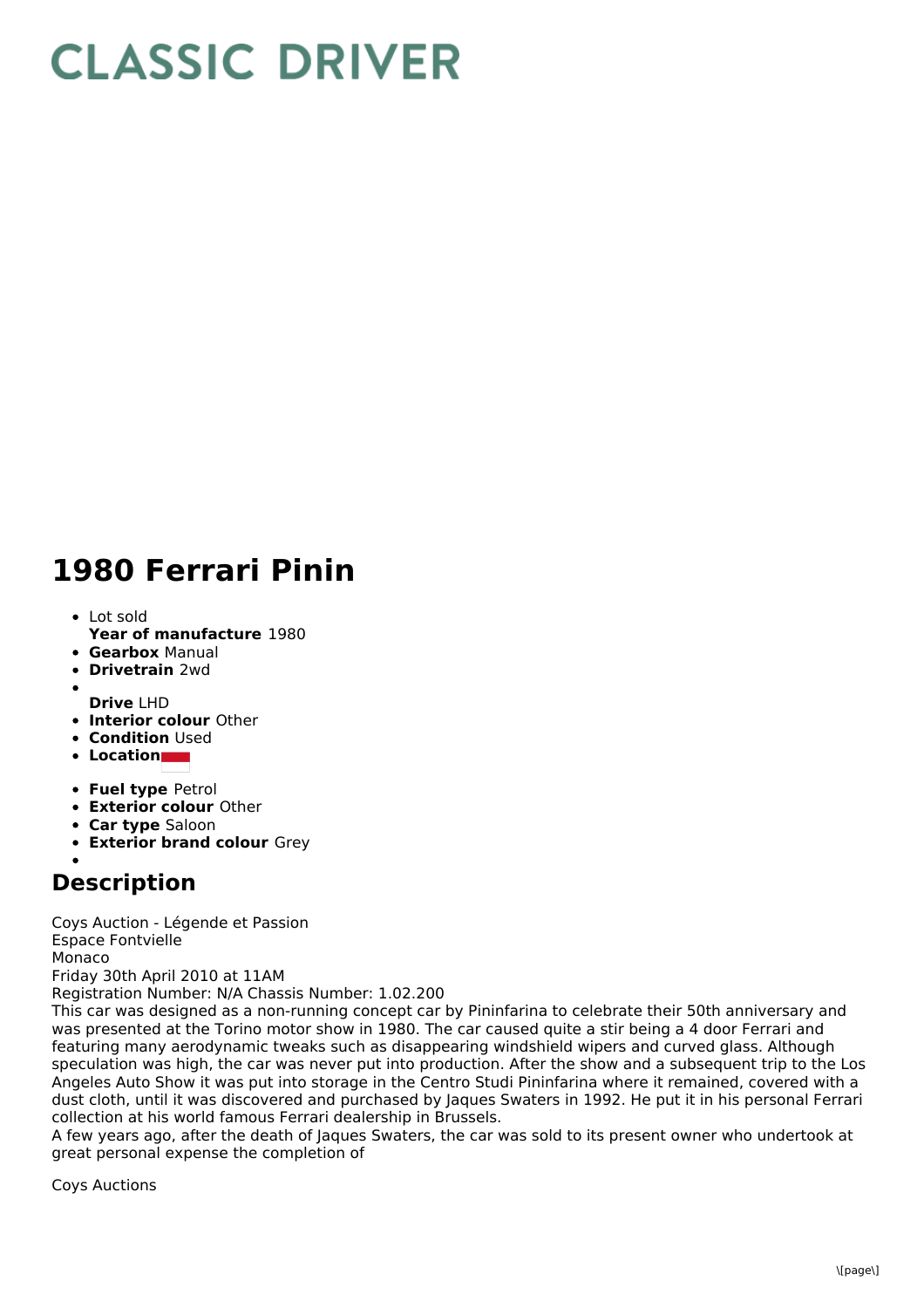# CLASSIC DRIVER

# 1980 Ferrari Pinin

- Lot sold
  **Year of manufacture** 1980
- **Gearbox** Manual
- **Drivetrain** 2wd
-
  **Drive** LHD
- **Interior colour** Other
- **Condition** Used
- **Location**
- **Fuel type** Petrol
- **Exterior colour** Other
- **Car type** Saloon
- **Exterior brand colour** Grey
-

## Description

Coys Auction - Légende et Passion
Espace Fontvielle
Monaco
Friday 30th April 2010 at 11AM
Registration Number: N/A Chassis Number: 1.02.200
This car was designed as a non-running concept car by Pininfarina to celebrate their 50th anniversary and was presented at the Torino motor show in 1980. The car caused quite a stir being a 4 door Ferrari and featuring many aerodynamic tweaks such as disappearing windshield wipers and curved glass. Although speculation was high, the car was never put into production. After the show and a subsequent trip to the Los Angeles Auto Show it was put into storage in the Centro Studi Pininfarina where it remained, covered with a dust cloth, until it was discovered and purchased by Jaques Swaters in 1992. He put it in his personal Ferrari collection at his world famous Ferrari dealership in Brussels.
A few years ago, after the death of Jaques Swaters, the car was sold to its present owner who undertook at great personal expense the completion of

Coys Auctions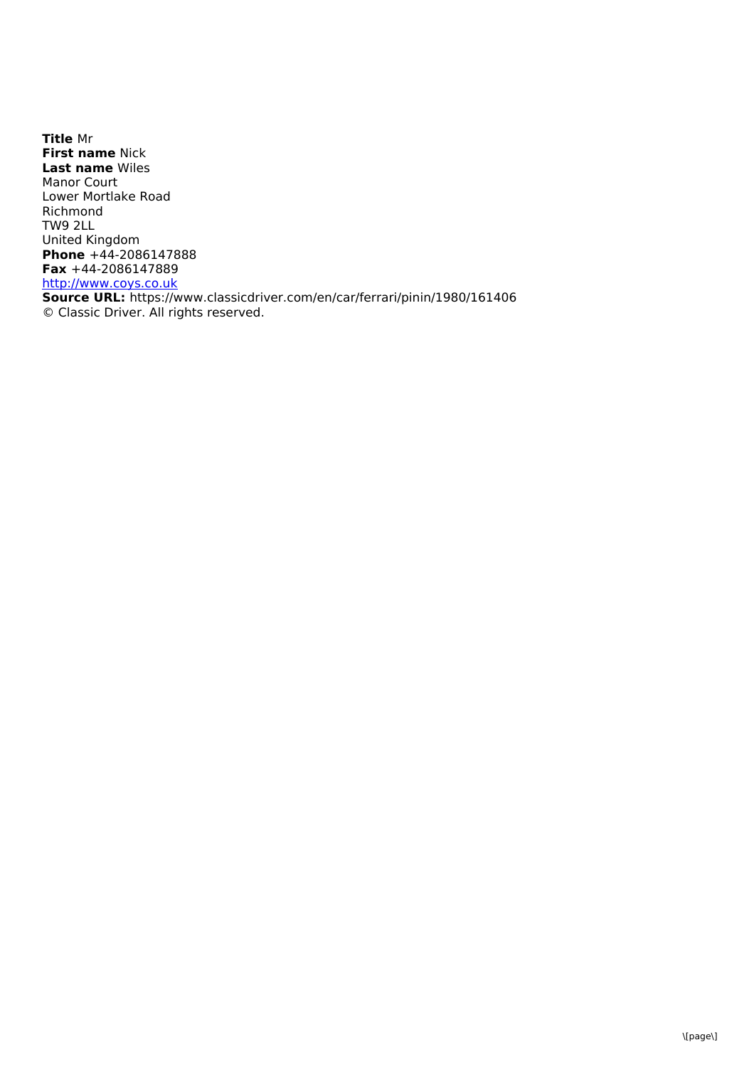**Title** Mr
**First name** Nick
**Last name** Wiles
Manor Court
Lower Mortlake Road
Richmond
TW9 2LL
United Kingdom
**Phone** +44-2086147888
**Fax** +44-2086147889
[http://www.coys.co.uk](http://www.coys.co.uk)
**Source URL:** https://www.classicdriver.com/en/car/ferrari/pinin/1980/161406
© Classic Driver. All rights reserved.